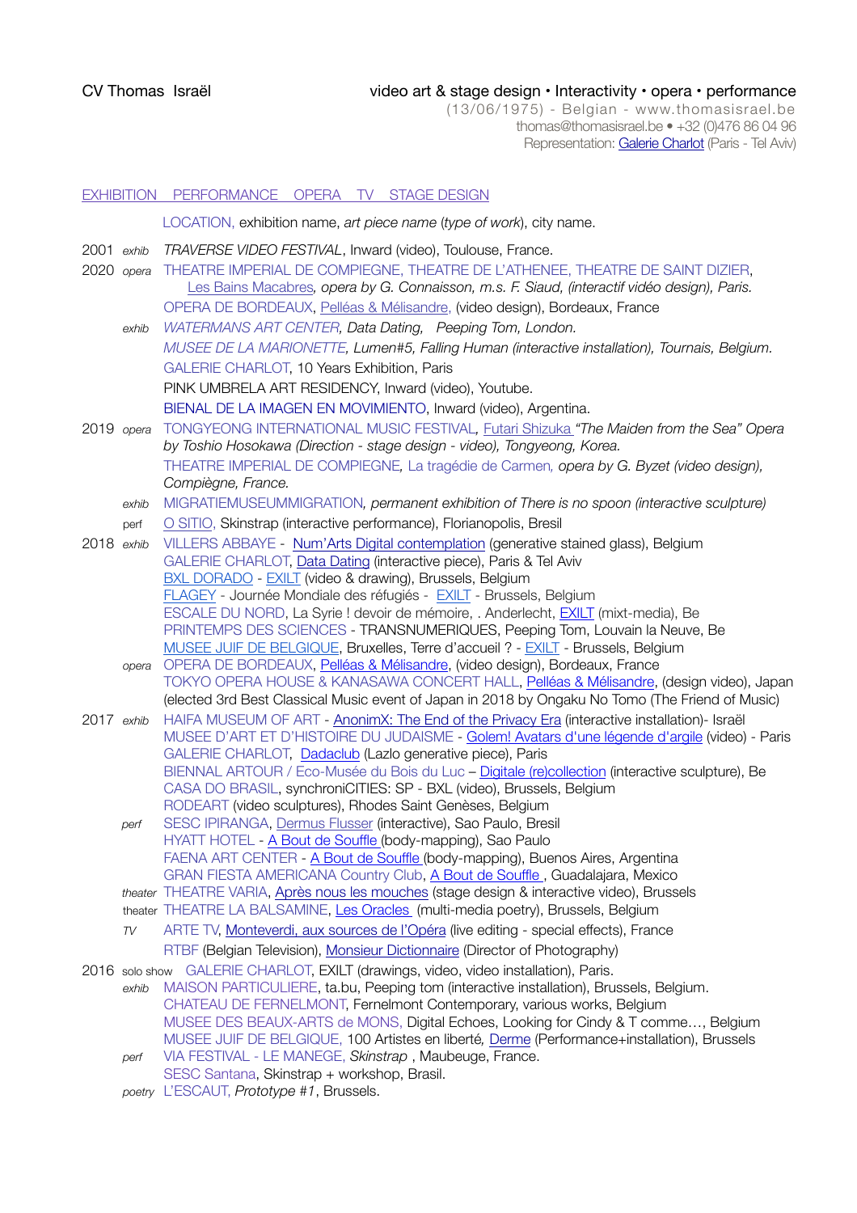CV Thomas Israël

video art & stage design • Interactivity • opera • performance
(13/06/1975) - Belgian - www.thomasisrael.be
thomas@thomasisrael.be • +32 (0)476 86 04 96
Representation: Galerie Charlot (Paris - Tel Aviv)

EXHIBITION PERFORMANCE OPERA TV STAGE DESIGN

LOCATION, exhibition name, *art piece name* (*type of work*), city name.

2001 *exhib* *TRAVERSE VIDEO FESTIVAL*, Inward (video), Toulouse, France.

2020 *opera* THEATRE IMPERIAL DE COMPIEGNE, THEATRE DE L'ATHENEE, THEATRE DE SAINT DIZIER, Les Bains Macabres*, opera by G. Connaisson, m.s. F. Siaud, (interactif vidéo design), Paris.*
OPERA DE BORDEAUX, Pelléas & Mélisandre, (video design), Bordeaux, France

*exhib* *WATERMANS ART CENTER, Data Dating, Peeping Tom, London.*
*MUSEE DE LA MARIONETTE, Lumen#5, Falling Human (interactive installation), Tournais, Belgium.*
GALERIE CHARLOT, 10 Years Exhibition, Paris
PINK UMBRELA ART RESIDENCY, Inward (video), Youtube.
BIENAL DE LA IMAGEN EN MOVIMIENTO, Inward (video), Argentina.

2019 *opera* TONGYEONG INTERNATIONAL MUSIC FESTIVAL*,* Futari Shizuka *"The Maiden from the Sea" Opera by Toshio Hosokawa (Direction - stage design - video), Tongyeong, Korea.*
THEATRE IMPERIAL DE COMPIEGNE, La tragédie de Carmen*, opera by G. Byzet (video design), Compiègne, France.*

*exhib* MIGRATIEMUSEUMMIGRATION*, permanent exhibition of There is no spoon (interactive sculpture)*

perf O SITIO, Skinstrap (interactive performance), Florianopolis, Bresil

2018 *exhib* VILLERS ABBAYE - Num'Arts Digital contemplation (generative stained glass), Belgium
GALERIE CHARLOT, Data Dating (interactive piece), Paris & Tel Aviv
BXL DORADO - EXILT (video & drawing), Brussels, Belgium
FLAGEY - Journée Mondiale des réfugiés - EXILT - Brussels, Belgium
ESCALE DU NORD, La Syrie ! devoir de mémoire, . Anderlecht, EXILT (mixt-media), Be
PRINTEMPS DES SCIENCES - TRANSNUMERIQUES, Peeping Tom, Louvain la Neuve, Be
MUSEE JUIF DE BELGIQUE, Bruxelles, Terre d'accueil ? - EXILT - Brussels, Belgium

*opera* OPERA DE BORDEAUX, Pelléas & Mélisandre, (video design), Bordeaux, France
TOKYO OPERA HOUSE & KANAZAWA CONCERT HALL, Pelléas & Mélisandre, (design video), Japan (elected 3rd Best Classical Music event of Japan in 2018 by Ongaku No Tomo (The Friend of Music)

2017 *exhib* HAIFA MUSEUM OF ART - AnonimX: The End of the Privacy Era (interactive installation)- Israël
MUSEE D'ART ET D'HISTOIRE DU JUDAISME - Golem! Avatars d'une légende d'argile (video) - Paris
GALERIE CHARLOT, Dadaclub (Lazlo generative piece), Paris
BIENNAL ARTOUR / Eco-Musée du Bois du Luc – Digitale (re)collection (interactive sculpture), Be
CASA DO BRASIL, synchroniCITIES: SP - BXL (video), Brussels, Belgium
RODEART (video sculptures), Rhodes Saint Genèses, Belgium

*perf* SESC IPIRANGA, Dermus Flusser (interactive), Sao Paulo, Bresil
HYATT HOTEL - A Bout de Souffle (body-mapping), Sao Paulo
FAENA ART CENTER - A Bout de Souffle (body-mapping), Buenos Aires, Argentina
GRAN FIESTA AMERICANA Country Club, A Bout de Souffle , Guadalajara, Mexico

*theater* THEATRE VARIA, Après nous les mouches (stage design & interactive video), Brussels

theater THEATRE LA BALSAMINE, Les Oracles (multi-media poetry), Brussels, Belgium

*TV* ARTE TV, Monteverdi, aux sources de l'Opéra (live editing - special effects), France
RTBF (Belgian Television), Monsieur Dictionnaire (Director of Photography)

2016 solo show GALERIE CHARLOT, EXILT (drawings, video, video installation), Paris.

*exhib* MAISON PARTICULIERE, ta.bu, Peeping tom (interactive installation), Brussels, Belgium.
CHATEAU DE FERNELMONT, Fernelmont Contemporary, various works, Belgium
MUSEE DES BEAUX-ARTS de MONS, Digital Echoes, Looking for Cindy & T comme…, Belgium
MUSEE JUIF DE BELGIQUE, 100 Artistes en liberté*,* Derme (Performance+installation), Brussels

*perf* VIA FESTIVAL - LE MANEGE, *Skinstrap* , Maubeuge, France.
SESC Santana, Skinstrap + workshop, Brasil.

*poetry* L'ESCAUT, *Prototype #1*, Brussels.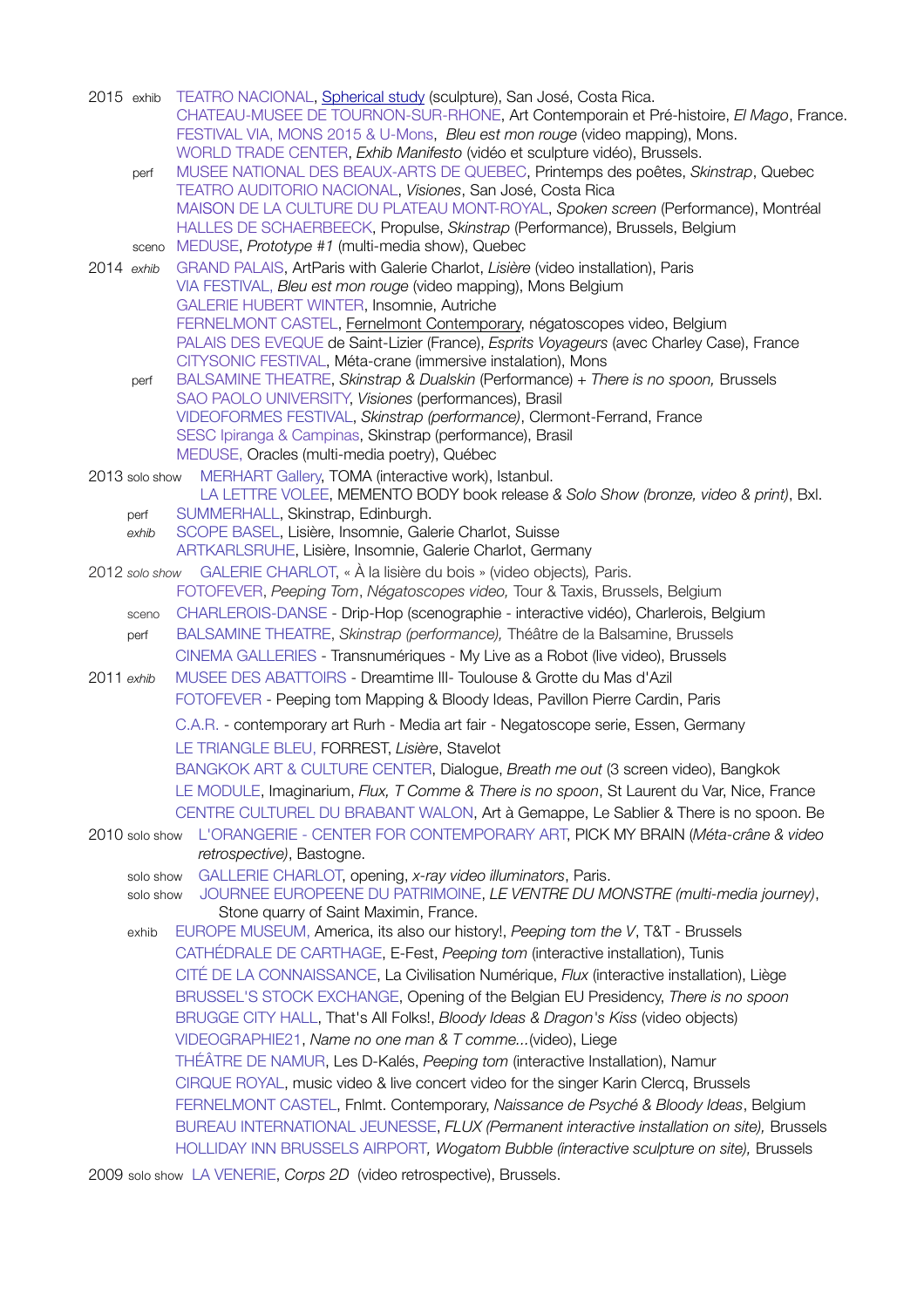2015 exhib TEATRO NACIONAL, Spherical study (sculpture), San José, Costa Rica.
CHATEAU-MUSEE DE TOURNON-SUR-RHONE, Art Contemporain et Pré-histoire, *El Mago*, France.
FESTIVAL VIA, MONS 2015 & U-Mons, *Bleu est mon rouge* (video mapping), Mons.
WORLD TRADE CENTER, *Exhib Manifesto* (vidéo et sculpture vidéo), Brussels.
perf MUSEE NATIONAL DES BEAUX-ARTS DE QUEBEC, Printemps des poêtes, *Skinstrap*, Quebec
TEATRO AUDITORIO NACIONAL, *Visiones*, San José, Costa Rica
MAISON DE LA CULTURE DU PLATEAU MONT-ROYAL, *Spoken screen* (Performance), Montréal
HALLES DE SCHAERBEECK, Propulse, *Skinstrap* (Performance), Brussels, Belgium
sceno MEDUSE, *Prototype #1* (multi-media show), Quebec

2014 *exhib* GRAND PALAIS, ArtParis with Galerie Charlot, *Lisière* (video installation), Paris
VIA FESTIVAL, *Bleu est mon rouge* (video mapping), Mons Belgium
GALERIE HUBERT WINTER, Insomnie, Autriche
FERNELMONT CASTEL, Fernelmont Contemporary, négatoscopes video, Belgium
PALAIS DES EVEQUE de Saint-Lizier (France), *Esprits Voyageurs* (avec Charley Case), France
CITYSONIC FESTIVAL, Méta-crane (immersive instalation), Mons
perf BALSAMINE THEATRE, *Skinstrap & Dualskin* (Performance) + *There is no spoon,* Brussels
SAO PAOLO UNIVERSITY, *Visiones* (performances), Brasil
VIDEOFORMES FESTIVAL, *Skinstrap (performance)*, Clermont-Ferrand, France
SESC Ipiranga & Campinas, Skinstrap (performance), Brasil
MEDUSE, Oracles (multi-media poetry), Québec

2013 solo show MERHART Gallery, TOMA (interactive work), Istanbul.
LA LETTRE VOLEE, MEMENTO BODY book release *& Solo Show (bronze, video & print)*, Bxl.
perf SUMMERHALL, Skinstrap, Edinburgh.
*exhib* SCOPE BASEL, Lisière, Insomnie, Galerie Charlot, Suisse
ARTKARLSRUHE, Lisière, Insomnie, Galerie Charlot, Germany

2012 *solo show* GALERIE CHARLOT, « À la lisière du bois » (video objects)*,* Paris.
FOTOFEVER, *Peeping Tom*, *Négatoscopes video,* Tour & Taxis, Brussels, Belgium
sceno CHARLEROIS-DANSE - Drip-Hop (scenographie - interactive vidéo), Charlerois, Belgium
perf BALSAMINE THEATRE, *Skinstrap (performance),* Théâtre de la Balsamine, Brussels
CINEMA GALLERIES - Transnumériques - My Live as a Robot (live video), Brussels

2011 *exhib* MUSEE DES ABATTOIRS - Dreamtime III- Toulouse & Grotte du Mas d'Azil
FOTOFEVER - Peeping tom Mapping & Bloody Ideas, Pavillon Pierre Cardin, Paris
C.A.R. - contemporary art Rurh - Media art fair - Negatoscope serie, Essen, Germany
LE TRIANGLE BLEU, FORREST, *Lisière*, Stavelot
BANGKOK ART & CULTURE CENTER, Dialogue, *Breath me out* (3 screen video), Bangkok
LE MODULE, Imaginarium, *Flux, T Comme & There is no spoon*, St Laurent du Var, Nice, France
CENTRE CULTUREL DU BRABANT WALON, Art à Gemappe, Le Sablier & There is no spoon. Be

2010 solo show L'ORANGERIE - CENTER FOR CONTEMPORARY ART, PICK MY BRAIN (*Méta-crâne & video retrospective)*, Bastogne.
solo show GALLERIE CHARLOT, opening, *x-ray video illuminators*, Paris.
solo show JOURNEE EUROPEENE DU PATRIMOINE, *LE VENTRE DU MONSTRE (multi-media journey)*, Stone quarry of Saint Maximin, France.
exhib EUROPE MUSEUM, America, its also our history!, *Peeping tom the V*, T&T - Brussels
CATHÉDRALE DE CARTHAGE, E-Fest, *Peeping tom* (interactive installation), Tunis
CITÉ DE LA CONNAISSANCE, La Civilisation Numérique, *Flux* (interactive installation), Liège
BRUSSEL'S STOCK EXCHANGE, Opening of the Belgian EU Presidency, *There is no spoon*
BRUGGE CITY HALL, That's All Folks!, *Bloody Ideas & Dragon's Kiss* (video objects)
VIDEOGRAPHIE21, *Name no one man & T comme...*(video), Liege
THÉÂTRE DE NAMUR, Les D-Kalés, *Peeping tom* (interactive Installation), Namur
CIRQUE ROYAL, music video & live concert video for the singer Karin Clercq, Brussels
FERNELMONT CASTEL, Fnlmt. Contemporary, *Naissance de Psyché & Bloody Ideas*, Belgium
BUREAU INTERNATIONAL JEUNESSE, *FLUX (Permanent interactive installation on site),* Brussels
HOLLIDAY INN BRUSSELS AIRPORT*, Wogatom Bubble (interactive sculpture on site),* Brussels

2009 solo show LA VENERIE, *Corps 2D* (video retrospective), Brussels.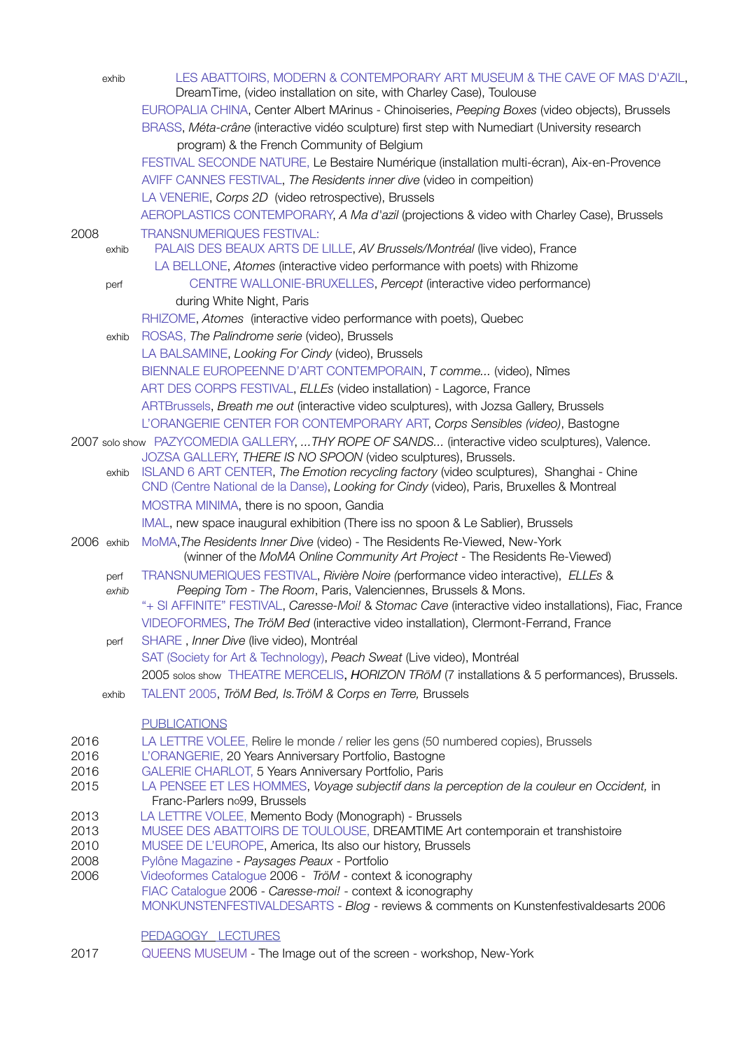exhib LES ABATTOIRS, MODERN & CONTEMPORARY ART MUSEUM & THE CAVE OF MAS D'AZIL, DreamTime, (video installation on site, with Charley Case), Toulouse

EUROPALIA CHINA, Center Albert MArinus - Chinoiseries, *Peeping Boxes* (video objects), Brussels

BRASS, *Méta-crâne* (interactive vidéo sculpture) first step with Numediart (University research program) & the French Community of Belgium

FESTIVAL SECONDE NATURE, Le Bestaire Numérique (installation multi-écran), Aix-en-Provence

AVIFF CANNES FESTIVAL, *The Residents inner dive* (video in compeition)

LA VENERIE, *Corps 2D* (video retrospective), Brussels

AEROPLASTICS CONTEMPORARY, *A Ma d'azil* (projections & video with Charley Case), Brussels

2008 TRANSNUMERIQUES FESTIVAL:

exhib PALAIS DES BEAUX ARTS DE LILLE, *AV Brussels/Montréal* (live video), France

LA BELLONE, *Atomes* (interactive video performance with poets) with Rhizome

perf CENTRE WALLONIE-BRUXELLES, *Percept* (interactive video performance) during White Night, Paris

RHIZOME, *Atomes* (interactive video performance with poets), Quebec

exhib ROSAS, *The Palindrome serie* (video), Brussels

LA BALSAMINE, *Looking For Cindy* (video), Brussels

BIENNALE EUROPEENNE D'ART CONTEMPORAIN, *T comme...* (video), Nîmes

ART DES CORPS FESTIVAL, *ELLEs* (video installation) - Lagorce, France

ARTBrussels, *Breath me out* (interactive video sculptures), with Jozsa Gallery, Brussels

L'ORANGERIE CENTER FOR CONTEMPORARY ART, *Corps Sensibles (video)*, Bastogne

2007 solo show PAZYCOMEDIA GALLERY, *...THY ROPE OF SANDS...* (interactive video sculptures), Valence.

JOZSA GALLERY, *THERE IS NO SPOON* (video sculptures), Brussels.

exhib ISLAND 6 ART CENTER, *The Emotion recycling factory* (video sculptures), Shanghai - Chine

CND (Centre National de la Danse), *Looking for Cindy* (video), Paris, Bruxelles & Montreal

MOSTRA MINIMA, there is no spoon, Gandia

IMAL, new space inaugural exhibition (There iss no spoon & Le Sablier), Brussels

2006 exhib MoMA, *The Residents Inner Dive* (video) - The Residents Re-Viewed, New-York (winner of the *MoMA Online Community Art Project* - The Residents Re-Viewed)

perf TRANSNUMERIQUES FESTIVAL, *Rivière Noire (*performance video interactive), *ELLEs* &

exhib *Peeping Tom - The Room*, Paris, Valenciennes, Brussels & Mons.

"+ SI AFFINITE" FESTIVAL, *Caresse-Moi!* & *Stomac Cave* (interactive video installations), Fiac, France

VIDEOFORMES, *The TröM Bed* (interactive video installation), Clermont-Ferrand, France

perf SHARE , *Inner Dive* (live video), Montréal

SAT (Society for Art & Technology), *Peach Sweat* (Live video), Montréal

2005 solos show THEATRE MERCELIS, ***H****ORIZON TRöM* (7 installations & 5 performances), Brussels.

exhib TALENT 2005, *TröM Bed, Is.TröM & Corps en Terre,* Brussels

PUBLICATIONS

2016 LA LETTRE VOLEE, Relire le monde / relier les gens (50 numbered copies), Brussels

2016 L'ORANGERIE, 20 Years Anniversary Portfolio, Bastogne

2016 GALERIE CHARLOT, 5 Years Anniversary Portfolio, Paris

2015 LA PENSEE ET LES HOMMES, *Voyage subjectif dans la perception de la couleur en Occident,* in Franc-Parlers no99, Brussels

2013 LA LETTRE VOLEE, Memento Body (Monograph) - Brussels

2013 MUSEE DES ABATTOIRS DE TOULOUSE, DREAMTIME Art contemporain et transhistoire

2010 MUSEE DE L'EUROPE, America, Its also our history, Brussels

2008 Pylône Magazine - *Paysages Peaux* - Portfolio

2006 Videoformes Catalogue 2006 - *TröM* - context & iconography

FIAC Catalogue 2006 - *Caresse-moi!* - context & iconography

MONKUNSTENFESTIVALDESARTS - *Blog* - reviews & comments on Kunstenfestivaldesarts 2006

PEDAGOGY LECTURES

2017 QUEENS MUSEUM - The Image out of the screen - workshop, New-York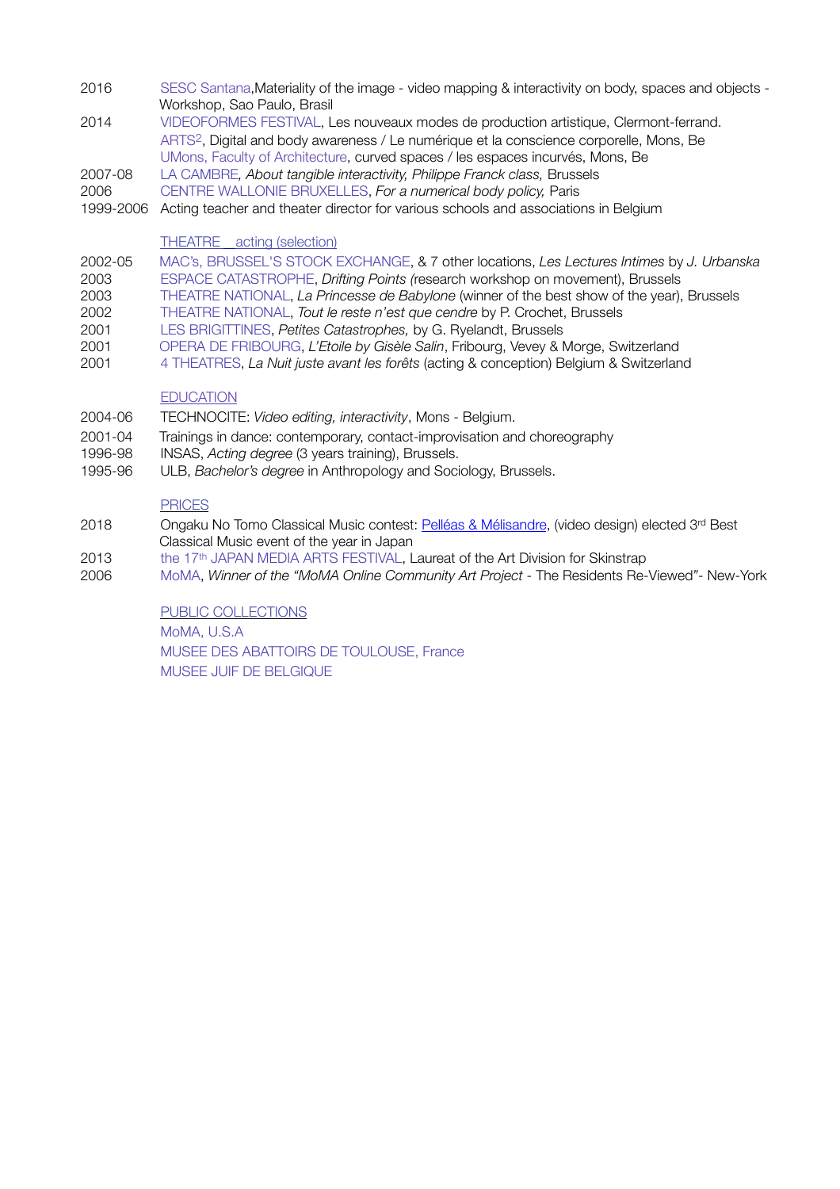2016 SESC Santana,Materiality of the image - video mapping & interactivity on body, spaces and objects - Workshop, Sao Paulo, Brasil

2014 VIDEOFORMES FESTIVAL, Les nouveaux modes de production artistique, Clermont-ferrand.
ARTS², Digital and body awareness / Le numérique et la conscience corporelle, Mons, Be
UMons, Faculty of Architecture, curved spaces / les espaces incurvés, Mons, Be

2007-08 LA CAMBRE*, About tangible interactivity, Philippe Franck class,* Brussels

2006 CENTRE WALLONIE BRUXELLES, *For a numerical body policy,* Paris

1999-2006 Acting teacher and theater director for various schools and associations in Belgium

## THEATRE acting (selection)

2002-05 MAC's, BRUSSEL'S STOCK EXCHANGE, & 7 other locations, *Les Lectures Intimes* by *J. Urbanska*

2003 ESPACE CATASTROPHE, *Drifting Points (*research workshop on movement), Brussels

2003 THEATRE NATIONAL, *La Princesse de Babylone* (winner of the best show of the year), Brussels

2002 THEATRE NATIONAL, *Tout le reste n'est que cendre* by P. Crochet, Brussels

2001 LES BRIGITTINES, *Petites Catastrophes,* by G. Ryelandt, Brussels

2001 OPERA DE FRIBOURG, *L'Etoile by Gisèle Salin*, Fribourg, Vevey & Morge, Switzerland

2001 4 THEATRES, *La Nuit juste avant les forêts* (acting & conception) Belgium & Switzerland

## EDUCATION

2004-06 TECHNOCITE: *Video editing, interactivity*, Mons - Belgium.

2001-04 Trainings in dance: contemporary, contact-improvisation and choreography

1996-98 INSAS, *Acting degree* (3 years training), Brussels.

1995-96 ULB, *Bachelor's degree* in Anthropology and Sociology, Brussels.

## PRICES

2018 Ongaku No Tomo Classical Music contest: Pelléas & Mélisandre, (video design) elected 3rd Best Classical Music event of the year in Japan

2013 the 17th JAPAN MEDIA ARTS FESTIVAL, Laureat of the Art Division for Skinstrap

2006 MoMA, *Winner of the "MoMA Online Community Art Project* - The Residents Re-Viewed"- New-York

## PUBLIC COLLECTIONS

MoMA, U.S.A

MUSEE DES ABATTOIRS DE TOULOUSE, France

MUSEE JUIF DE BELGIQUE